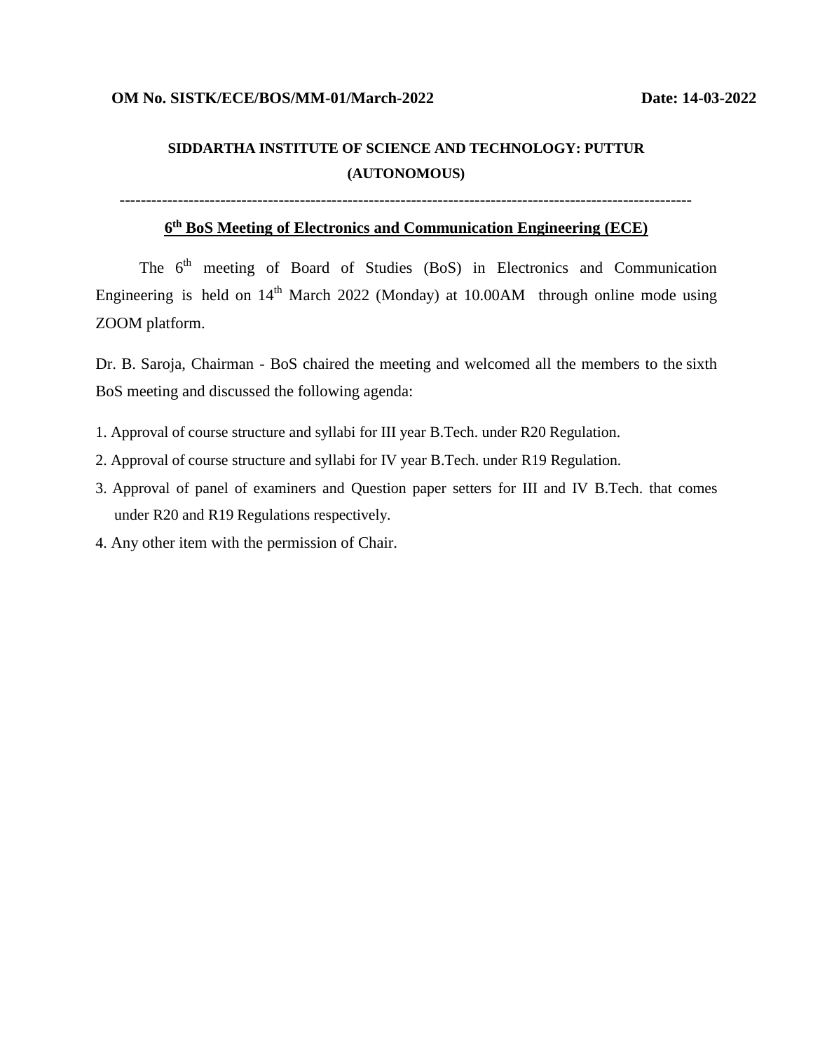**OM No. SISTK/ECE/BOS/MM-01/March-2022** **Date: 14-03-2022**

**SIDDARTHA INSTITUTE OF SCIENCE AND TECHNOLOGY: PUTTUR**

**(AUTONOMOUS)**

---

## 6th BoS Meeting of Electronics and Communication Engineering (ECE)

The 6th meeting of Board of Studies (BoS) in Electronics and Communication Engineering is held on 14th March 2022 (Monday) at 10.00AM through online mode using ZOOM platform.

Dr. B. Saroja, Chairman - BoS chaired the meeting and welcomed all the members to the sixth BoS meeting and discussed the following agenda:

1. Approval of course structure and syllabi for III year B.Tech. under R20 Regulation.
2. Approval of course structure and syllabi for IV year B.Tech. under R19 Regulation.
3. Approval of panel of examiners and Question paper setters for III and IV B.Tech. that comes under R20 and R19 Regulations respectively.
4. Any other item with the permission of Chair.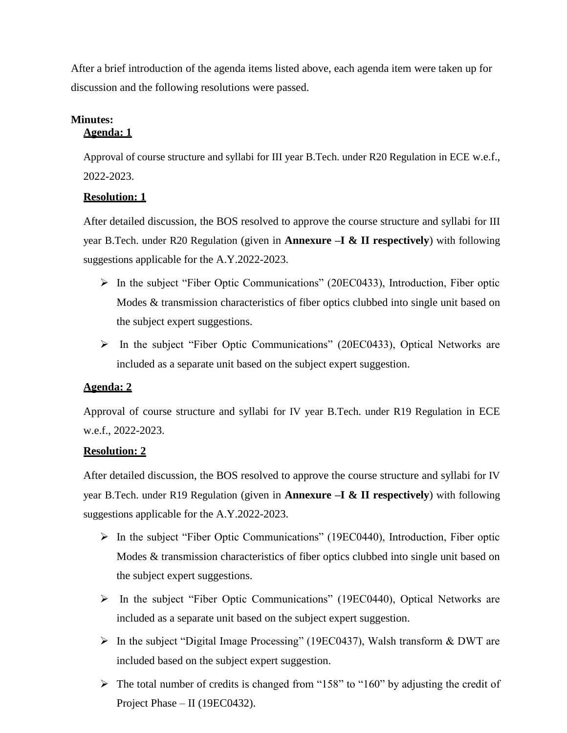After a brief introduction of the agenda items listed above, each agenda item were taken up for discussion and the following resolutions were passed.

**Minutes:**

**Agenda: 1**

Approval of course structure and syllabi for III year B.Tech. under R20 Regulation in ECE w.e.f., 2022-2023.

**Resolution: 1**

After detailed discussion, the BOS resolved to approve the course structure and syllabi for III year B.Tech. under R20 Regulation (given in **Annexure –I & II respectively**) with following suggestions applicable for the A.Y.2022-2023.

- In the subject "Fiber Optic Communications" (20EC0433), Introduction, Fiber optic Modes & transmission characteristics of fiber optics clubbed into single unit based on the subject expert suggestions.
- In the subject "Fiber Optic Communications" (20EC0433), Optical Networks are included as a separate unit based on the subject expert suggestion.

**Agenda: 2**

Approval of course structure and syllabi for IV year B.Tech. under R19 Regulation in ECE w.e.f., 2022-2023.

**Resolution: 2**

After detailed discussion, the BOS resolved to approve the course structure and syllabi for IV year B.Tech. under R19 Regulation (given in **Annexure –I & II respectively**) with following suggestions applicable for the A.Y.2022-2023.

- In the subject "Fiber Optic Communications" (19EC0440), Introduction, Fiber optic Modes & transmission characteristics of fiber optics clubbed into single unit based on the subject expert suggestions.
- In the subject "Fiber Optic Communications" (19EC0440), Optical Networks are included as a separate unit based on the subject expert suggestion.
- In the subject "Digital Image Processing" (19EC0437), Walsh transform & DWT are included based on the subject expert suggestion.
- The total number of credits is changed from "158" to "160" by adjusting the credit of Project Phase – II (19EC0432).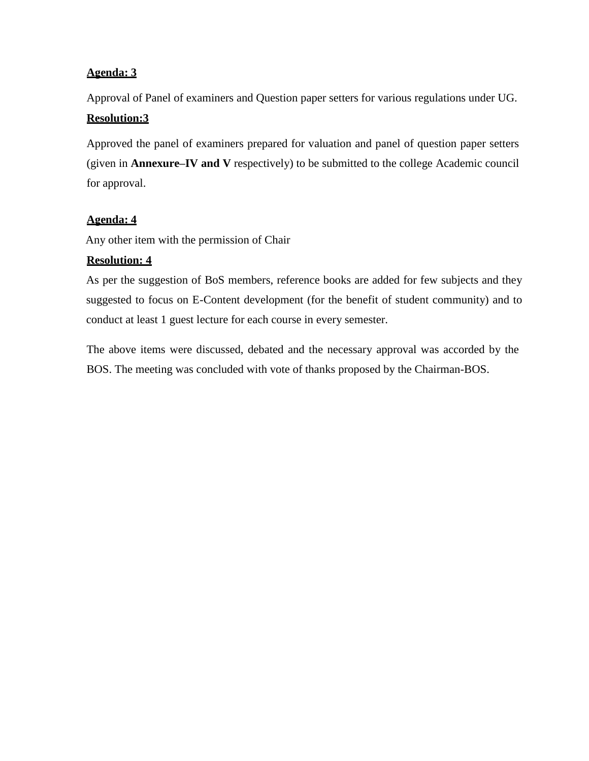**Agenda: 3**

Approval of Panel of examiners and Question paper setters for various regulations under UG.

**Resolution:3**

Approved the panel of examiners prepared for valuation and panel of question paper setters (given in **Annexure–IV and V** respectively) to be submitted to the college Academic council for approval.

**Agenda: 4**

Any other item with the permission of Chair

**Resolution: 4**

As per the suggestion of BoS members, reference books are added for few subjects and they suggested to focus on E-Content development (for the benefit of student community) and to conduct at least 1 guest lecture for each course in every semester.

The above items were discussed, debated and the necessary approval was accorded by the BOS. The meeting was concluded with vote of thanks proposed by the Chairman-BOS.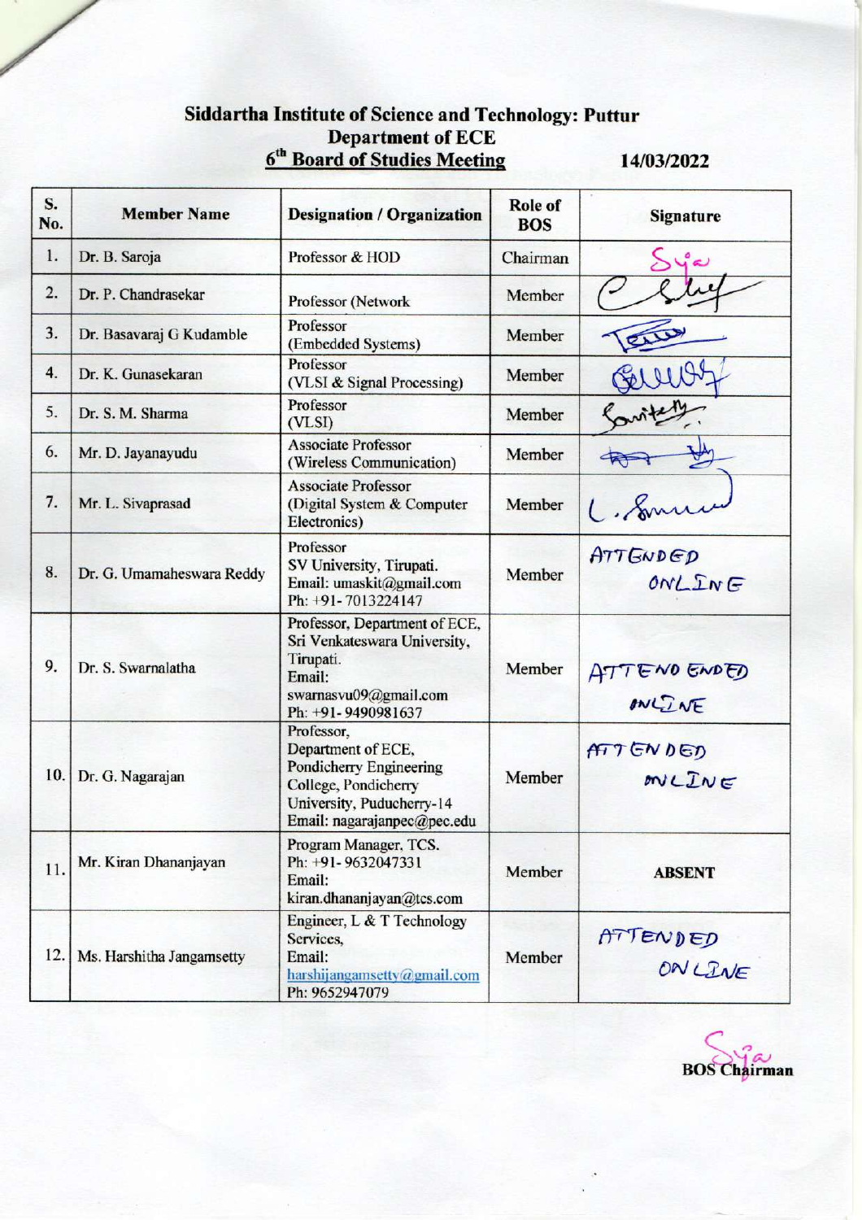# Siddartha Institute of Science and Technology: Puttur

## Department of ECE

## 6th Board of Studies Meeting 14/03/2022

| S. No. | Member Name | Designation / Organization | Role of BOS | Signature |
|---|---|---|---|---|
| 1. | Dr. B. Saroja | Professor & HOD | Chairman | Sd/- |
| 2. | Dr. P. Chandrasekar | Professor (Network | Member | Sd/- |
| 3. | Dr. Basavaraj G Kudamble | Professor (Embedded Systems) | Member | Sd/- |
| 4. | Dr. K. Gunasekaran | Professor (VLSI & Signal Processing) | Member | Sd/- |
| 5. | Dr. S. M. Sharma | Professor (VLSI) | Member | Sd/- |
| 6. | Mr. D. Jayanayudu | Associate Professor (Wireless Communication) | Member | Sd/- |
| 7. | Mr. L. Sivaprasad | Associate Professor (Digital System & Computer Electronics) | Member | Sd/- |
| 8. | Dr. G. Umamaheswara Reddy | Professor SV University, Tirupati. Email: umaskit@gmail.com Ph: +91-7013224147 | Member | ATTENDED ONLINE |
| 9. | Dr. S. Swarnalatha | Professor, Department of ECE, Sri Venkateswara University, Tirupati. Email: swarnasvu09@gmail.com Ph: +91-9490981637 | Member | ATTEND ENDED ONLINE |
| 10. | Dr. G. Nagarajan | Professor, Department of ECE, Pondicherry Engineering College, Pondicherry University, Puducherry-14 Email: nagarajanpec@pec.edu | Member | ATTENDED ONLINE |
| 11. | Mr. Kiran Dhananjayan | Program Manager, TCS. Ph: +91-9632047331 Email: kiran.dhananjayan@tcs.com | Member | **ABSENT** |
| 12. | Ms. Harshitha Jangamsetty | Engineer, L & T Technology Services, Email: harshijangamsetty@gmail.com Ph: 9652947079 | Member | ATTENDED ONLINE |

Sd/-
**BOS Chairman**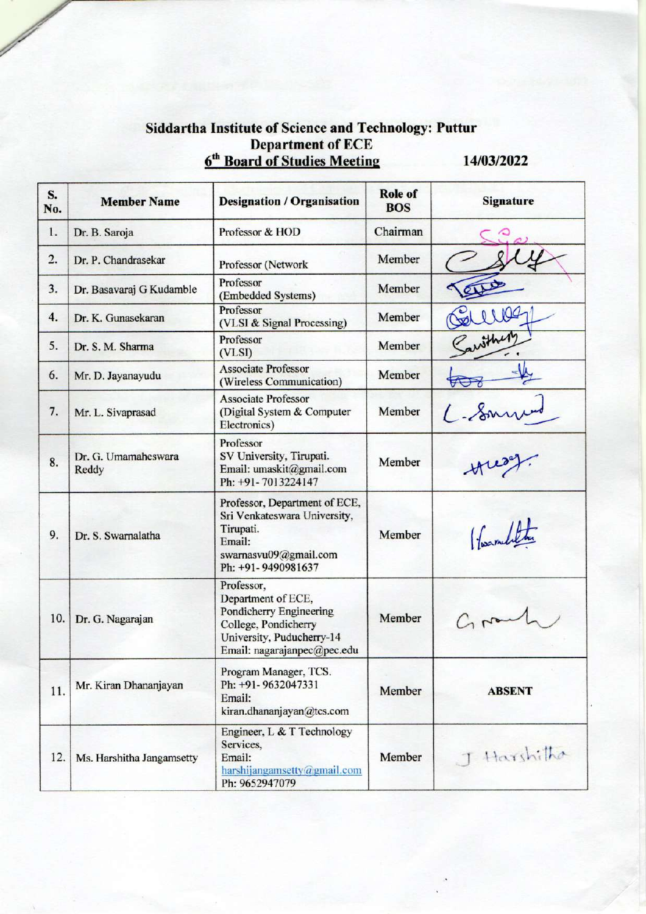**Siddartha Institute of Science and Technology: Puttur**
**Department of ECE**
**6th Board of Studies Meeting** 14/03/2022

| S. No. | Member Name | Designation / Organisation | Role of BOS | Signature |
|---|---|---|---|---|
| 1. | Dr. B. Saroja | Professor & HOD | Chairman | |
| 2. | Dr. P. Chandrasekar | Professor (Network | Member | |
| 3. | Dr. Basavaraj G Kudamble | Professor (Embedded Systems) | Member | |
| 4. | Dr. K. Gunasekaran | Professor (VLSI & Signal Processing) | Member | |
| 5. | Dr. S. M. Sharma | Professor (VLSI) | Member | |
| 6. | Mr. D. Jayanayudu | Associate Professor (Wireless Communication) | Member | |
| 7. | Mr. L. Sivaprasad | Associate Professor (Digital System & Computer Electronics) | Member | |
| 8. | Dr. G. Umamaheswara Reddy | Professor SV University, Tirupati. Email: umaskit@gmail.com Ph: +91- 7013224147 | Member | |
| 9. | Dr. S. Swarnalatha | Professor, Department of ECE, Sri Venkateswara University, Tirupati. Email: swarnasvu09@gmail.com Ph: +91- 9490981637 | Member | |
| 10. | Dr. G. Nagarajan | Professor, Department of ECE, Pondicherry Engineering College, Pondicherry University, Puducherry-14 Email: nagarajanpec@pec.edu | Member | |
| 11. | Mr. Kiran Dhananjayan | Program Manager, TCS. Ph: +91- 9632047331 Email: kiran.dhananjayan@tcs.com | Member | **ABSENT** |
| 12. | Ms. Harshitha Jangamsetty | Engineer, L & T Technology Services, Email: harshijangamsetty@gmail.com Ph: 9652947079 | Member | J Harshitha |